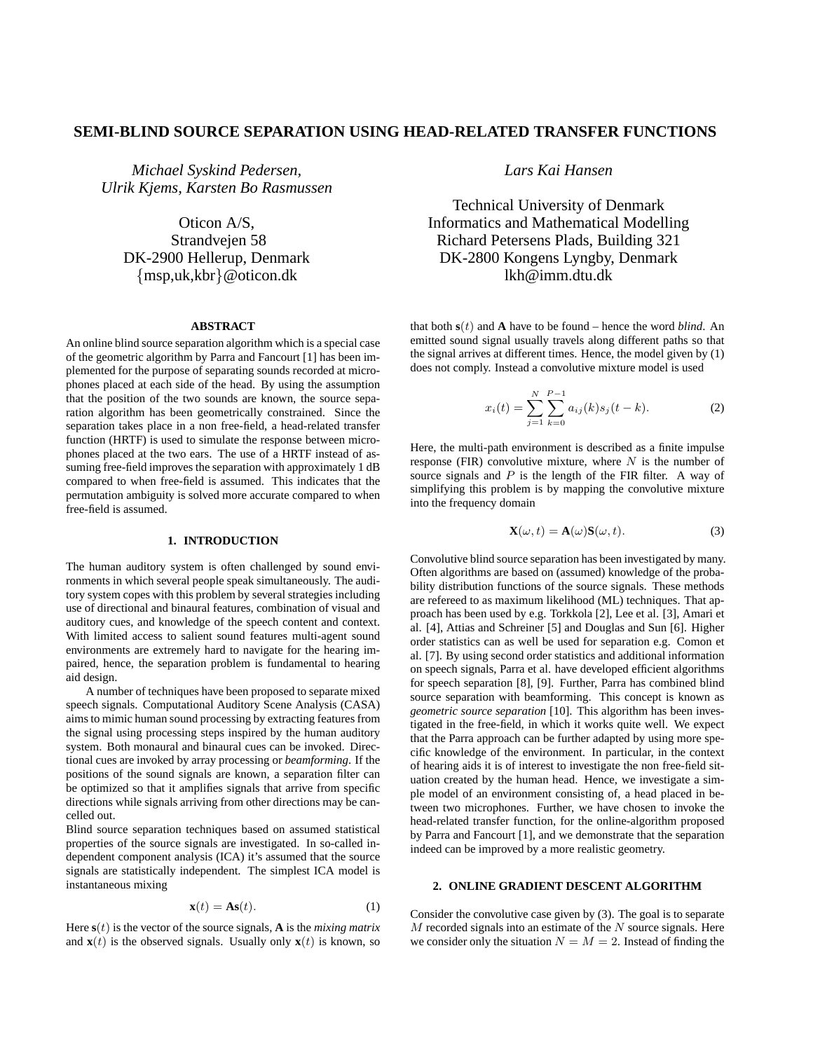# SEMI-BLIND SOURCE SEPARATION USING HEAD-RELATED TRANSFER FUNCTIONS

*Michael Syskind Pedersen,*
*Ulrik Kjems, Karsten Bo Rasmussen*

Oticon A/S,
Strandvejen 58
DK-2900 Hellerup, Denmark
{msp,uk,kbr}@oticon.dk

*Lars Kai Hansen*

Technical University of Denmark
Informatics and Mathematical Modelling
Richard Petersens Plads, Building 321
DK-2800 Kongens Lyngby, Denmark
lkh@imm.dtu.dk

## ABSTRACT

An online blind source separation algorithm which is a special case of the geometric algorithm by Parra and Fancourt [1] has been implemented for the purpose of separating sounds recorded at microphones placed at each side of the head. By using the assumption that the position of the two sounds are known, the source separation algorithm has been geometrically constrained. Since the separation takes place in a non free-field, a head-related transfer function (HRTF) is used to simulate the response between microphones placed at the two ears. The use of a HRTF instead of assuming free-field improves the separation with approximately 1 dB compared to when free-field is assumed. This indicates that the permutation ambiguity is solved more accurate compared to when free-field is assumed.

## 1. INTRODUCTION

The human auditory system is often challenged by sound environments in which several people speak simultaneously. The auditory system copes with this problem by several strategies including use of directional and binaural features, combination of visual and auditory cues, and knowledge of the speech content and context. With limited access to salient sound features multi-agent sound environments are extremely hard to navigate for the hearing impaired, hence, the separation problem is fundamental to hearing aid design.

A number of techniques have been proposed to separate mixed speech signals. Computational Auditory Scene Analysis (CASA) aims to mimic human sound processing by extracting features from the signal using processing steps inspired by the human auditory system. Both monaural and binaural cues can be invoked. Directional cues are invoked by array processing or *beamforming*. If the positions of the sound signals are known, a separation filter can be optimized so that it amplifies signals that arrive from specific directions while signals arriving from other directions may be cancelled out.

Blind source separation techniques based on assumed statistical properties of the source signals are investigated. In so-called independent component analysis (ICA) it's assumed that the source signals are statistically independent. The simplest ICA model is instantaneous mixing

$$\mathbf{x}(t) = \mathbf{A}\mathbf{s}(t). \tag{1}$$

Here $\mathbf{s}(t)$ is the vector of the source signals, $\mathbf{A}$ is the *mixing matrix* and $\mathbf{x}(t)$ is the observed signals. Usually only $\mathbf{x}(t)$ is known, so that both $\mathbf{s}(t)$ and $\mathbf{A}$ have to be found – hence the word *blind*. An emitted sound signal usually travels along different paths so that the signal arrives at different times. Hence, the model given by (1) does not comply. Instead a convolutive mixture model is used

$$x_i(t) = \sum_{j=1}^{N} \sum_{k=0}^{P-1} a_{ij}(k) s_j(t-k). \tag{2}$$

Here, the multi-path environment is described as a finite impulse response (FIR) convolutive mixture, where $N$ is the number of source signals and $P$ is the length of the FIR filter. A way of simplifying this problem is by mapping the convolutive mixture into the frequency domain

$$\mathbf{X}(\omega, t) = \mathbf{A}(\omega)\mathbf{S}(\omega, t). \tag{3}$$

Convolutive blind source separation has been investigated by many. Often algorithms are based on (assumed) knowledge of the probability distribution functions of the source signals. These methods are refereed to as maximum likelihood (ML) techniques. That approach has been used by e.g. Torkkola [2], Lee et al. [3], Amari et al. [4], Attias and Schreiner [5] and Douglas and Sun [6]. Higher order statistics can as well be used for separation e.g. Comon et al. [7]. By using second order statistics and additional information on speech signals, Parra et al. have developed efficient algorithms for speech separation [8], [9]. Further, Parra has combined blind source separation with beamforming. This concept is known as *geometric source separation* [10]. This algorithm has been investigated in the free-field, in which it works quite well. We expect that the Parra approach can be further adapted by using more specific knowledge of the environment. In particular, in the context of hearing aids it is of interest to investigate the non free-field situation created by the human head. Hence, we investigate a simple model of an environment consisting of, a head placed in between two microphones. Further, we have chosen to invoke the head-related transfer function, for the online-algorithm proposed by Parra and Fancourt [1], and we demonstrate that the separation indeed can be improved by a more realistic geometry.

## 2. ONLINE GRADIENT DESCENT ALGORITHM

Consider the convolutive case given by (3). The goal is to separate $M$ recorded signals into an estimate of the $N$ source signals. Here we consider only the situation $N = M = 2$. Instead of finding the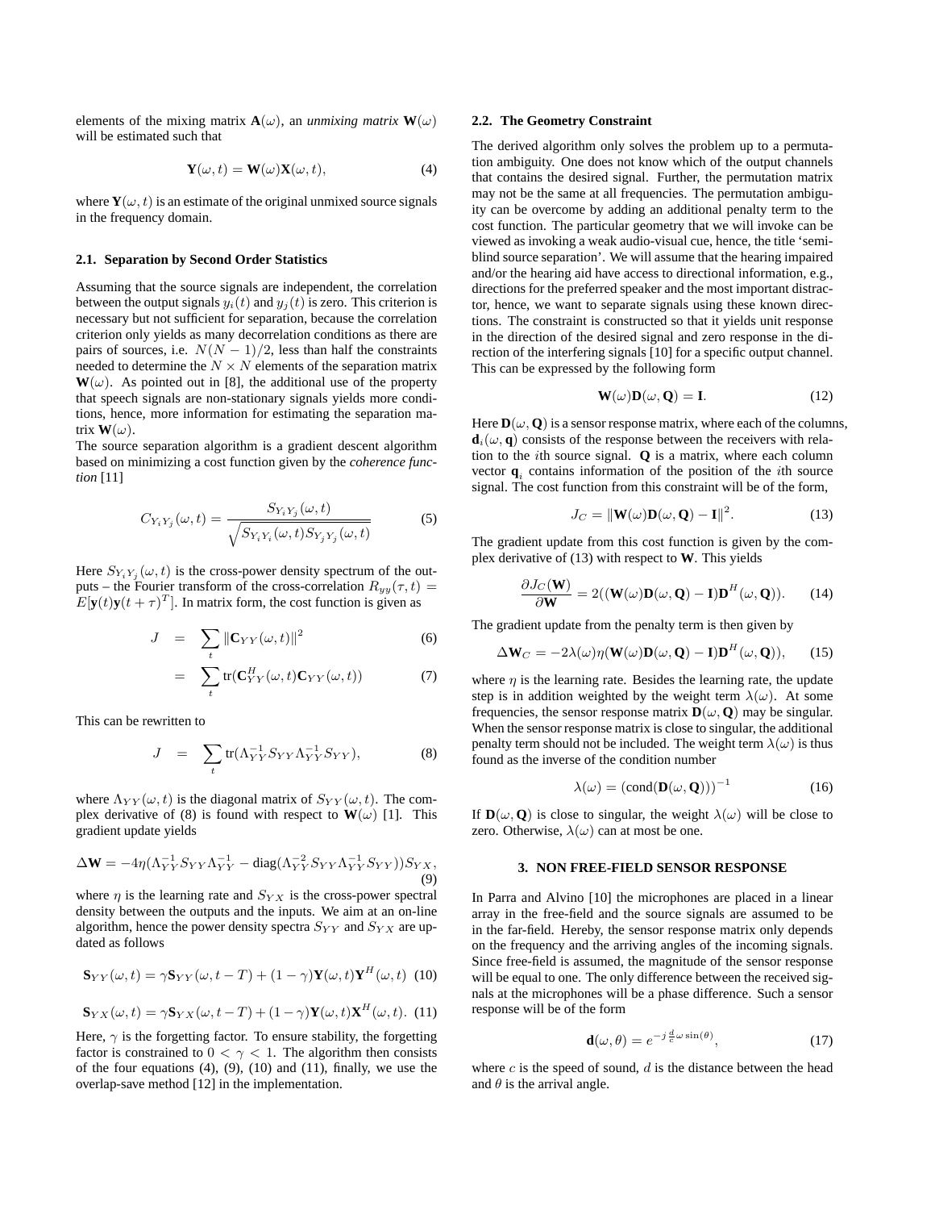elements of the mixing matrix $\mathbf{A}(\omega)$, an *unmixing matrix* $\mathbf{W}(\omega)$ will be estimated such that

$$\mathbf{Y}(\omega, t) = \mathbf{W}(\omega)\mathbf{X}(\omega, t), \tag{4}$$

where $\mathbf{Y}(\omega, t)$ is an estimate of the original unmixed source signals in the frequency domain.

### 2.1. Separation by Second Order Statistics

Assuming that the source signals are independent, the correlation between the output signals $y_i(t)$ and $y_j(t)$ is zero. This criterion is necessary but not sufficient for separation, because the correlation criterion only yields as many decorrelation conditions as there are pairs of sources, i.e. $N(N-1)/2$, less than half the constraints needed to determine the $N \times N$ elements of the separation matrix $\mathbf{W}(\omega)$. As pointed out in [8], the additional use of the property that speech signals are non-stationary signals yields more conditions, hence, more information for estimating the separation matrix $\mathbf{W}(\omega)$.

The source separation algorithm is a gradient descent algorithm based on minimizing a cost function given by the *coherence function* [11]

$$C_{Y_iY_j}(\omega, t) = \frac{S_{Y_iY_j}(\omega, t)}{\sqrt{S_{Y_iY_i}(\omega, t)S_{Y_jY_j}(\omega, t)}} \tag{5}$$

Here $S_{Y_iY_j}(\omega, t)$ is the cross-power density spectrum of the outputs – the Fourier transform of the cross-correlation $R_{yy}(\tau, t) = E[\mathbf{y}(t)\mathbf{y}(t+\tau)^T]$. In matrix form, the cost function is given as

$$J = \sum_t \|\mathbf{C}_{YY}(\omega, t)\|^2 \tag{6}$$

$$= \sum_t \text{tr}(\mathbf{C}_{YY}^H(\omega, t)\mathbf{C}_{YY}(\omega, t)) \tag{7}$$

This can be rewritten to

$$J = \sum_t \text{tr}(\Lambda_{YY}^{-1}S_{YY}\Lambda_{YY}^{-1}S_{YY}), \tag{8}$$

where $\Lambda_{YY}(\omega, t)$ is the diagonal matrix of $S_{YY}(\omega, t)$. The complex derivative of (8) is found with respect to $\mathbf{W}(\omega)$ [1]. This gradient update yields

$$\Delta\mathbf{W} = -4\eta(\Lambda_{YY}^{-1}S_{YY}\Lambda_{YY}^{-1} - \text{diag}(\Lambda_{YY}^{-2}S_{YY}\Lambda_{YY}^{-1}S_{YY}))S_{YX}, \tag{9}$$

where $\eta$ is the learning rate and $S_{YX}$ is the cross-power spectral density between the outputs and the inputs. We aim at an on-line algorithm, hence the power density spectra $S_{YY}$ and $S_{YX}$ are updated as follows

$$\mathbf{S}_{YY}(\omega, t) = \gamma\mathbf{S}_{YY}(\omega, t-T) + (1-\gamma)\mathbf{Y}(\omega, t)\mathbf{Y}^H(\omega, t) \tag{10}$$

$$\mathbf{S}_{YX}(\omega, t) = \gamma\mathbf{S}_{YX}(\omega, t-T) + (1-\gamma)\mathbf{Y}(\omega, t)\mathbf{X}^H(\omega, t). \tag{11}$$

Here, $\gamma$ is the forgetting factor. To ensure stability, the forgetting factor is constrained to $0 < \gamma < 1$. The algorithm then consists of the four equations (4), (9), (10) and (11), finally, we use the overlap-save method [12] in the implementation.

### 2.2. The Geometry Constraint

The derived algorithm only solves the problem up to a permutation ambiguity. One does not know which of the output channels that contains the desired signal. Further, the permutation matrix may not be the same at all frequencies. The permutation ambiguity can be overcome by adding an additional penalty term to the cost function. The particular geometry that we will invoke can be viewed as invoking a weak audio-visual cue, hence, the title 'semi-blind source separation'. We will assume that the hearing impaired and/or the hearing aid have access to directional information, e.g., directions for the preferred speaker and the most important distractor, hence, we want to separate signals using these known directions. The constraint is constructed so that it yields unit response in the direction of the desired signal and zero response in the direction of the interfering signals [10] for a specific output channel. This can be expressed by the following form

$$\mathbf{W}(\omega)\mathbf{D}(\omega, \mathbf{Q}) = \mathbf{I}. \tag{12}$$

Here $\mathbf{D}(\omega, \mathbf{Q})$ is a sensor response matrix, where each of the columns, $\mathbf{d}_i(\omega, \mathbf{q})$ consists of the response between the receivers with relation to the $i$th source signal. $\mathbf{Q}$ is a matrix, where each column vector $\mathbf{q}_i$ contains information of the position of the $i$th source signal. The cost function from this constraint will be of the form,

$$J_C = \|\mathbf{W}(\omega)\mathbf{D}(\omega, \mathbf{Q}) - \mathbf{I}\|^2. \tag{13}$$

The gradient update from this cost function is given by the complex derivative of (13) with respect to $\mathbf{W}$. This yields

$$\frac{\partial J_C(\mathbf{W})}{\partial \mathbf{W}} = 2((\mathbf{W}(\omega)\mathbf{D}(\omega, \mathbf{Q}) - \mathbf{I})\mathbf{D}^H(\omega, \mathbf{Q})). \tag{14}$$

The gradient update from the penalty term is then given by

$$\Delta\mathbf{W}_C = -2\lambda(\omega)\eta(\mathbf{W}(\omega)\mathbf{D}(\omega, \mathbf{Q}) - \mathbf{I})\mathbf{D}^H(\omega, \mathbf{Q})), \tag{15}$$

where $\eta$ is the learning rate. Besides the learning rate, the update step is in addition weighted by the weight term $\lambda(\omega)$. At some frequencies, the sensor response matrix $\mathbf{D}(\omega, \mathbf{Q})$ may be singular. When the sensor response matrix is close to singular, the additional penalty term should not be included. The weight term $\lambda(\omega)$ is thus found as the inverse of the condition number

$$\lambda(\omega) = (\text{cond}(\mathbf{D}(\omega, \mathbf{Q})))^{-1} \tag{16}$$

If $\mathbf{D}(\omega, \mathbf{Q})$ is close to singular, the weight $\lambda(\omega)$ will be close to zero. Otherwise, $\lambda(\omega)$ can at most be one.

## 3. NON FREE-FIELD SENSOR RESPONSE

In Parra and Alvino [10] the microphones are placed in a linear array in the free-field and the source signals are assumed to be in the far-field. Hereby, the sensor response matrix only depends on the frequency and the arriving angles of the incoming signals. Since free-field is assumed, the magnitude of the sensor response will be equal to one. The only difference between the received signals at the microphones will be a phase difference. Such a sensor response will be of the form

$$\mathbf{d}(\omega, \theta) = e^{-j\frac{d}{c}\omega\sin(\theta)}, \tag{17}$$

where $c$ is the speed of sound, $d$ is the distance between the head and $\theta$ is the arrival angle.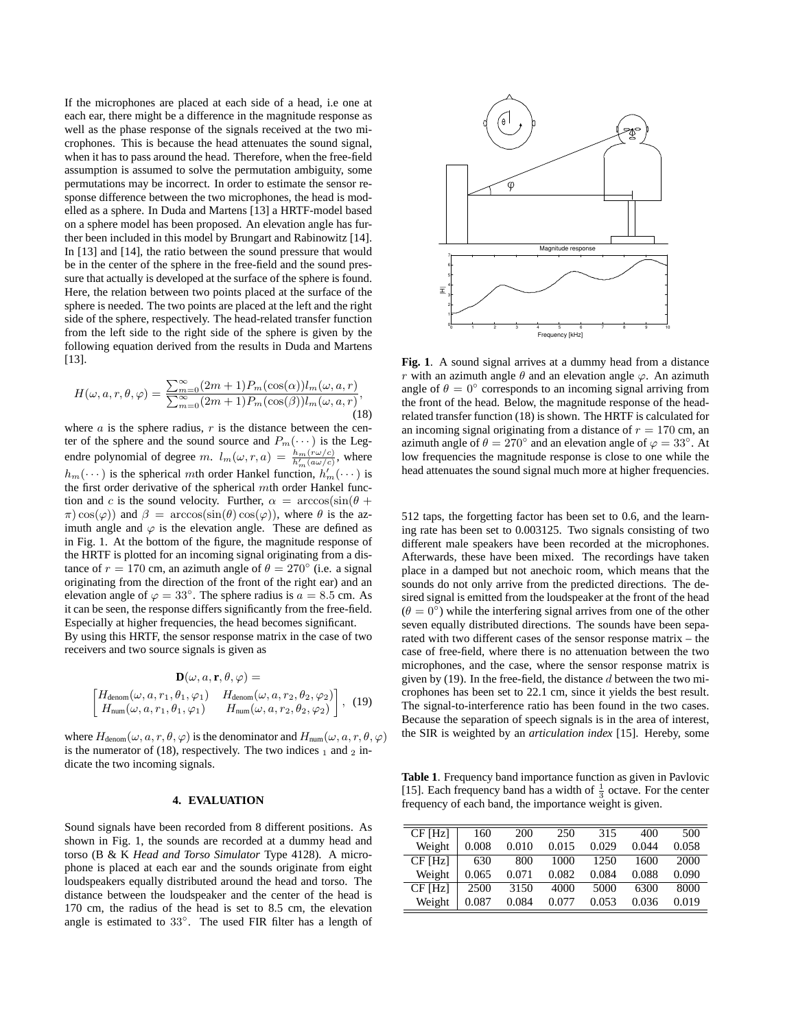If the microphones are placed at each side of a head, i.e one at each ear, there might be a difference in the magnitude response as well as the phase response of the signals received at the two microphones. This is because the head attenuates the sound signal, when it has to pass around the head. Therefore, when the free-field assumption is assumed to solve the permutation ambiguity, some permutations may be incorrect. In order to estimate the sensor response difference between the two microphones, the head is modelled as a sphere. In Duda and Martens [13] a HRTF-model based on a sphere model has been proposed. An elevation angle has further been included in this model by Brungart and Rabinowitz [14]. In [13] and [14], the ratio between the sound pressure that would be in the center of the sphere in the free-field and the sound pressure that actually is developed at the surface of the sphere is found. Here, the relation between two points placed at the surface of the sphere is needed. The two points are placed at the left and the right side of the sphere, respectively. The head-related transfer function from the left side to the right side of the sphere is given by the following equation derived from the results in Duda and Martens [13].

$$H(\omega, a, r, \theta, \varphi) = \frac{\sum_{m=0}^{\infty}(2m+1)P_m(\cos(\alpha))l_m(\omega, a, r)}{\sum_{m=0}^{\infty}(2m+1)P_m(\cos(\beta))l_m(\omega, a, r)}, \tag{18}$$

where $a$ is the sphere radius, $r$ is the distance between the center of the sphere and the sound source and $P_m(\cdots)$ is the Legendre polynomial of degree $m$. $l_m(\omega, r, a) = \frac{h_m(r\omega/c)}{h'_m(a\omega/c)}$, where $h_m(\cdots)$ is the spherical $m$th order Hankel function, $h'_m(\cdots)$ is the first order derivative of the spherical $m$th order Hankel function and $c$ is the sound velocity. Further, $\alpha = \arccos(\sin(\theta + \pi)\cos(\varphi))$ and $\beta = \arccos(\sin(\theta)\cos(\varphi))$, where $\theta$ is the azimuth angle and $\varphi$ is the elevation angle. These are defined as in Fig. 1. At the bottom of the figure, the magnitude response of the HRTF is plotted for an incoming signal originating from a distance of $r = 170$ cm, an azimuth angle of $\theta = 270^\circ$ (i.e. a signal originating from the direction of the front of the right ear) and an elevation angle of $\varphi = 33^\circ$. The sphere radius is $a = 8.5$ cm. As it can be seen, the response differs significantly from the free-field. Especially at higher frequencies, the head becomes significant.

By using this HRTF, the sensor response matrix in the case of two receivers and two source signals is given as

$$\mathbf{D}(\omega, a, \mathbf{r}, \theta, \varphi) =$$
$$\begin{bmatrix} H_{\text{denom}}(\omega, a, r_1, \theta_1, \varphi_1) & H_{\text{denom}}(\omega, a, r_2, \theta_2, \varphi_2) \\ H_{\text{num}}(\omega, a, r_1, \theta_1, \varphi_1) & H_{\text{num}}(\omega, a, r_2, \theta_2, \varphi_2) \end{bmatrix}, \tag{19}$$

where $H_{\text{denom}}(\omega, a, r, \theta, \varphi)$ is the denominator and $H_{\text{num}}(\omega, a, r, \theta, \varphi)$ is the numerator of (18), respectively. The two indices $_1$ and $_2$ indicate the two incoming signals.

## 4. EVALUATION

Sound signals have been recorded from 8 different positions. As shown in Fig. 1, the sounds are recorded at a dummy head and torso (B & K *Head and Torso Simulator* Type 4128). A microphone is placed at each ear and the sounds originate from eight loudspeakers equally distributed around the head and torso. The distance between the loudspeaker and the center of the head is 170 cm, the radius of the head is set to 8.5 cm, the elevation angle is estimated to $33^\circ$. The used FIR filter has a length of 512 taps, the forgetting factor has been set to 0.6, and the learning rate has been set to 0.003125. Two signals consisting of two different male speakers have been recorded at the microphones. Afterwards, these have been mixed. The recordings have taken place in a damped but not anechoic room, which means that the sounds do not only arrive from the predicted directions. The desired signal is emitted from the loudspeaker at the front of the head ($\theta = 0^\circ$) while the interfering signal arrives from one of the other seven equally distributed directions. The sounds have been separated with two different cases of the sensor response matrix – the case of free-field, where there is no attenuation between the two microphones, and the case, where the sensor response matrix is given by (19). In the free-field, the distance $d$ between the two microphones has been set to 22.1 cm, since it yields the best result. The signal-to-interference ratio has been found in the two cases. Because the separation of speech signals is in the area of interest, the SIR is weighted by an *articulation index* [15]. Hereby, some

**Fig. 1**. A sound signal arrives at a dummy head from a distance $r$ with an azimuth angle $\theta$ and an elevation angle $\varphi$. An azimuth angle of $\theta = 0^\circ$ corresponds to an incoming signal arriving from the front of the head. Below, the magnitude response of the head-related transfer function (18) is shown. The HRTF is calculated for an incoming signal originating from a distance of $r = 170$ cm, an azimuth angle of $\theta = 270^\circ$ and an elevation angle of $\varphi = 33^\circ$. At low frequencies the magnitude response is close to one while the head attenuates the sound signal much more at higher frequencies.

**Table 1**. Frequency band importance function as given in Pavlovic [15]. Each frequency band has a width of $\frac{1}{3}$ octave. For the center frequency of each band, the importance weight is given.

| CF [Hz] | 160 | 200 | 250 | 315 | 400 | 500 |
|---|---|---|---|---|---|---|
| Weight | 0.008 | 0.010 | 0.015 | 0.029 | 0.044 | 0.058 |
| CF [Hz] | 630 | 800 | 1000 | 1250 | 1600 | 2000 |
| Weight | 0.065 | 0.071 | 0.082 | 0.084 | 0.088 | 0.090 |
| CF [Hz] | 2500 | 3150 | 4000 | 5000 | 6300 | 8000 |
| Weight | 0.087 | 0.084 | 0.077 | 0.053 | 0.036 | 0.019 |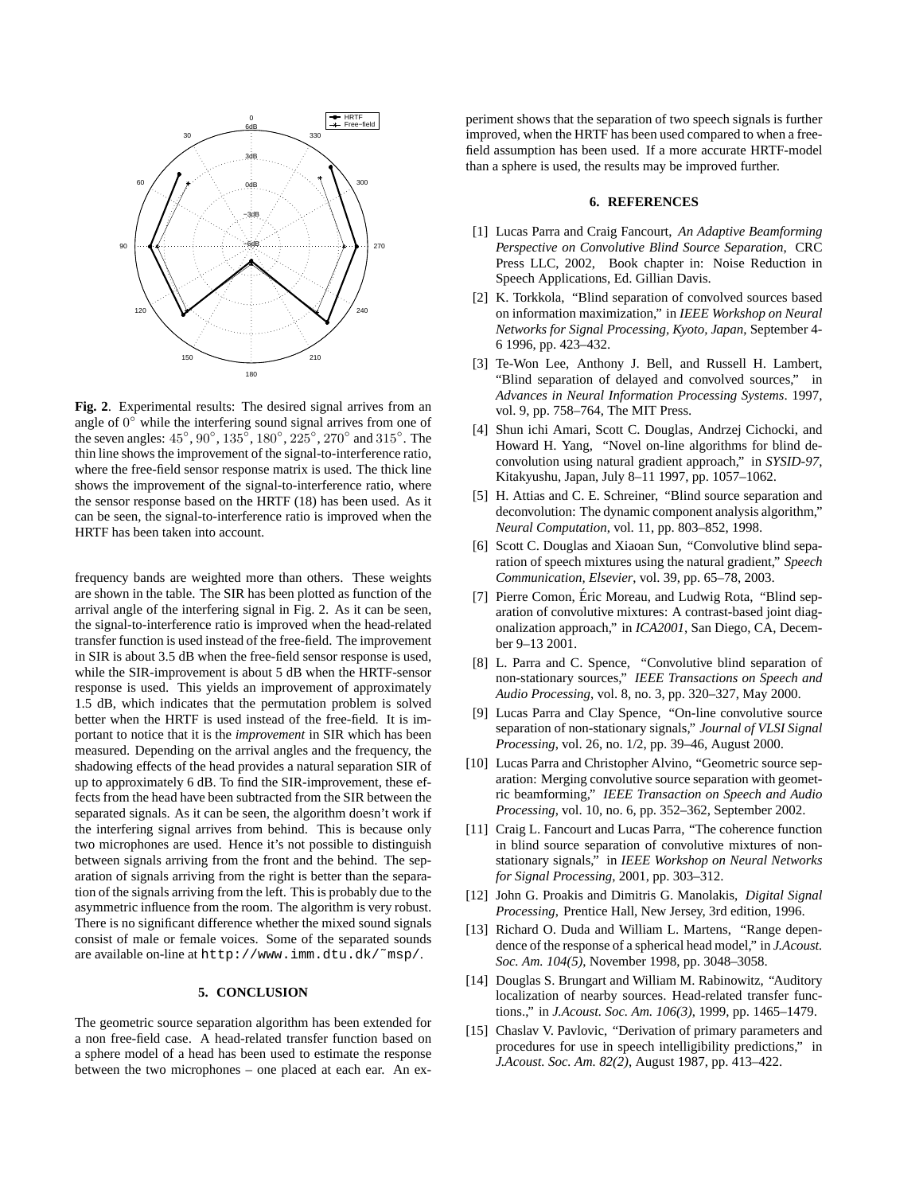0
6dB
3dB
0dB
−3dB
−6dB
30
330
60
300
90
270
120
240
150
210
180
HRTF
Free−field

**Fig. 2**. Experimental results: The desired signal arrives from an angle of $0^\circ$ while the interfering sound signal arrives from one of the seven angles: $45^\circ$, $90^\circ$, $135^\circ$, $180^\circ$, $225^\circ$, $270^\circ$ and $315^\circ$. The thin line shows the improvement of the signal-to-interference ratio, where the free-field sensor response matrix is used. The thick line shows the improvement of the signal-to-interference ratio, where the sensor response based on the HRTF (18) has been used. As it can be seen, the signal-to-interference ratio is improved when the HRTF has been taken into account.

frequency bands are weighted more than others. These weights are shown in the table. The SIR has been plotted as function of the arrival angle of the interfering signal in Fig. 2. As it can be seen, the signal-to-interference ratio is improved when the head-related transfer function is used instead of the free-field. The improvement in SIR is about 3.5 dB when the free-field sensor response is used, while the SIR-improvement is about 5 dB when the HRTF-sensor response is used. This yields an improvement of approximately 1.5 dB, which indicates that the permutation problem is solved better when the HRTF is used instead of the free-field. It is important to notice that it is the *improvement* in SIR which has been measured. Depending on the arrival angles and the frequency, the shadowing effects of the head provides a natural separation SIR of up to approximately 6 dB. To find the SIR-improvement, these effects from the head have been subtracted from the SIR between the separated signals. As it can be seen, the algorithm doesn't work if the interfering signal arrives from behind. This is because only two microphones are used. Hence it's not possible to distinguish between signals arriving from the front and the behind. The separation of signals arriving from the right is better than the separation of the signals arriving from the left. This is probably due to the asymmetric influence from the room. The algorithm is very robust. There is no significant difference whether the mixed sound signals consist of male or female voices. Some of the separated sounds are available on-line at `http://www.imm.dtu.dk/˜msp/`.

## 5. CONCLUSION

The geometric source separation algorithm has been extended for a non free-field case. A head-related transfer function based on a sphere model of a head has been used to estimate the response between the two microphones – one placed at each ear. An experiment shows that the separation of two speech signals is further improved, when the HRTF has been used compared to when a free-field assumption has been used. If a more accurate HRTF-model than a sphere is used, the results may be improved further.

## 6. REFERENCES

[1] Lucas Parra and Craig Fancourt, *An Adaptive Beamforming Perspective on Convolutive Blind Source Separation*, CRC Press LLC, 2002, Book chapter in: Noise Reduction in Speech Applications, Ed. Gillian Davis.

[2] K. Torkkola, "Blind separation of convolved sources based on information maximization," in *IEEE Workshop on Neural Networks for Signal Processing, Kyoto, Japan*, September 4-6 1996, pp. 423–432.

[3] Te-Won Lee, Anthony J. Bell, and Russell H. Lambert, "Blind separation of delayed and convolved sources," in *Advances in Neural Information Processing Systems*. 1997, vol. 9, pp. 758–764, The MIT Press.

[4] Shun ichi Amari, Scott C. Douglas, Andrzej Cichocki, and Howard H. Yang, "Novel on-line algorithms for blind deconvolution using natural gradient approach," in *SYSID-97*, Kitakyushu, Japan, July 8–11 1997, pp. 1057–1062.

[5] H. Attias and C. E. Schreiner, "Blind source separation and deconvolution: The dynamic component analysis algorithm," *Neural Computation*, vol. 11, pp. 803–852, 1998.

[6] Scott C. Douglas and Xiaoan Sun, "Convolutive blind separation of speech mixtures using the natural gradient," *Speech Communication, Elsevier*, vol. 39, pp. 65–78, 2003.

[7] Pierre Comon, Éric Moreau, and Ludwig Rota, "Blind separation of convolutive mixtures: A contrast-based joint diagonalization approach," in *ICA2001*, San Diego, CA, December 9–13 2001.

[8] L. Parra and C. Spence, "Convolutive blind separation of non-stationary sources," *IEEE Transactions on Speech and Audio Processing*, vol. 8, no. 3, pp. 320–327, May 2000.

[9] Lucas Parra and Clay Spence, "On-line convolutive source separation of non-stationary signals," *Journal of VLSI Signal Processing*, vol. 26, no. 1/2, pp. 39–46, August 2000.

[10] Lucas Parra and Christopher Alvino, "Geometric source separation: Merging convolutive source separation with geometric beamforming," *IEEE Transaction on Speech and Audio Processing*, vol. 10, no. 6, pp. 352–362, September 2002.

[11] Craig L. Fancourt and Lucas Parra, "The coherence function in blind source separation of convolutive mixtures of non-stationary signals," in *IEEE Workshop on Neural Networks for Signal Processing*, 2001, pp. 303–312.

[12] John G. Proakis and Dimitris G. Manolakis, *Digital Signal Processing*, Prentice Hall, New Jersey, 3rd edition, 1996.

[13] Richard O. Duda and William L. Martens, "Range dependence of the response of a spherical head model," in *J.Acoust. Soc. Am. 104(5)*, November 1998, pp. 3048–3058.

[14] Douglas S. Brungart and William M. Rabinowitz, "Auditory localization of nearby sources. Head-related transfer functions.," in *J.Acoust. Soc. Am. 106(3)*, 1999, pp. 1465–1479.

[15] Chaslav V. Pavlovic, "Derivation of primary parameters and procedures for use in speech intelligibility predictions," in *J.Acoust. Soc. Am. 82(2)*, August 1987, pp. 413–422.